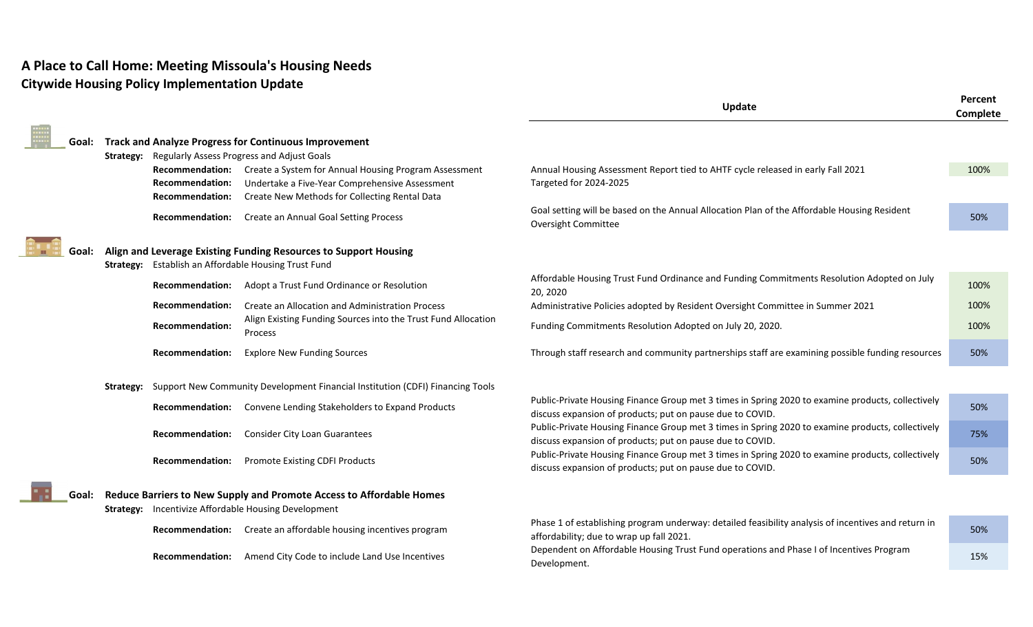# A Place to Call Home: Meeting Missoula's Housing Needs

## Citywide Housing Policy Implementation Update

| Goal / Strategy / Recommendation | Update | Percent Complete |
|---|---|---|
| **Goal: Track and Analyze Progress for Continuous Improvement** | | |
| **Strategy:** Regularly Assess Progress and Adjust Goals | | |
| **Recommendation:** Create a System for Annual Housing Program Assessment | Annual Housing Assessment Report tied to AHTF cycle released in early Fall 2021 | 100% |
| **Recommendation:** Undertake a Five-Year Comprehensive Assessment | Targeted for 2024-2025 | |
| **Recommendation:** Create New Methods for Collecting Rental Data | | |
| **Recommendation:** Create an Annual Goal Setting Process | Goal setting will be based on the Annual Allocation Plan of the Affordable Housing Resident Oversight Committee | 50% |
| **Goal: Align and Leverage Existing Funding Resources to Support Housing** | | |
| **Strategy:** Establish an Affordable Housing Trust Fund | | |
| **Recommendation:** Adopt a Trust Fund Ordinance or Resolution | Affordable Housing Trust Fund Ordinance and Funding Commitments Resolution Adopted on July 20, 2020 | 100% |
| **Recommendation:** Create an Allocation and Administration Process | Administrative Policies adopted by Resident Oversight Committee in Summer 2021 | 100% |
| **Recommendation:** Align Existing Funding Sources into the Trust Fund Allocation Process | Funding Commitments Resolution Adopted on July 20, 2020. | 100% |
| **Recommendation:** Explore New Funding Sources | Through staff research and community partnerships staff are examining possible funding resources | 50% |
| **Strategy:** Support New Community Development Financial Institution (CDFI) Financing Tools | | |
| **Recommendation:** Convene Lending Stakeholders to Expand Products | Public-Private Housing Finance Group met 3 times in Spring 2020 to examine products, collectively discuss expansion of products; put on pause due to COVID. | 50% |
| **Recommendation:** Consider City Loan Guarantees | Public-Private Housing Finance Group met 3 times in Spring 2020 to examine products, collectively discuss expansion of products; put on pause due to COVID. | 75% |
| **Recommendation:** Promote Existing CDFI Products | Public-Private Housing Finance Group met 3 times in Spring 2020 to examine products, collectively discuss expansion of products; put on pause due to COVID. | 50% |
| **Goal: Reduce Barriers to New Supply and Promote Access to Affordable Homes** | | |
| **Strategy:** Incentivize Affordable Housing Development | | |
| **Recommendation:** Create an affordable housing incentives program | Phase 1 of establishing program underway: detailed feasibility analysis of incentives and return in affordability; due to wrap up fall 2021. | 50% |
| **Recommendation:** Amend City Code to include Land Use Incentives | Dependent on Affordable Housing Trust Fund operations and Phase I of Incentives Program Development. | 15% |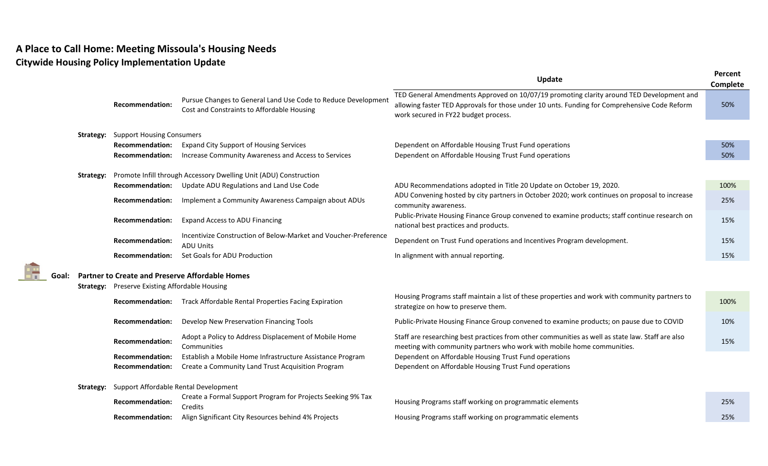# A Place to Call Home: Meeting Missoula's Housing Needs

## Citywide Housing Policy Implementation Update

| | | | Update | Percent Complete |
|---|---|---|---|---|
| | **Recommendation:** | Pursue Changes to General Land Use Code to Reduce Development Cost and Constraints to Affordable Housing | TED General Amendments Approved on 10/07/19 promoting clarity around TED Development and allowing faster TED Approvals for those under 10 unts. Funding for Comprehensive Code Reform work secured in FY22 budget process. | 50% |
| **Strategy:** | Support Housing Consumers | | | |
| | **Recommendation:** | Expand City Support of Housing Services | Dependent on Affordable Housing Trust Fund operations | 50% |
| | **Recommendation:** | Increase Community Awareness and Access to Services | Dependent on Affordable Housing Trust Fund operations | 50% |
| **Strategy:** | Promote Infill through Accessory Dwelling Unit (ADU) Construction | | | |
| | **Recommendation:** | Update ADU Regulations and Land Use Code | ADU Recommendations adopted in Title 20 Update on October 19, 2020. | 100% |
| | **Recommendation:** | Implement a Community Awareness Campaign about ADUs | ADU Convening hosted by city partners in October 2020; work continues on proposal to increase community awareness. | 25% |
| | **Recommendation:** | Expand Access to ADU Financing | Public-Private Housing Finance Group convened to examine products; staff continue research on national best practices and products. | 15% |
| | **Recommendation:** | Incentivize Construction of Below-Market and Voucher-Preference ADU Units | Dependent on Trust Fund operations and Incentives Program development. | 15% |
| | **Recommendation:** | Set Goals for ADU Production | In alignment with annual reporting. | 15% |
| **Goal:** | **Partner to Create and Preserve Affordable Homes** | | | |
| **Strategy:** | Preserve Existing Affordable Housing | | | |
| | **Recommendation:** | Track Affordable Rental Properties Facing Expiration | Housing Programs staff maintain a list of these properties and work with community partners to strategize on how to preserve them. | 100% |
| | **Recommendation:** | Develop New Preservation Financing Tools | Public-Private Housing Finance Group convened to examine products; on pause due to COVID | 10% |
| | **Recommendation:** | Adopt a Policy to Address Displacement of Mobile Home Communities | Staff are researching best practices from other communities as well as state law. Staff are also meeting with community partners who work with mobile home communities. | 15% |
| | **Recommendation:** | Establish a Mobile Home Infrastructure Assistance Program | Dependent on Affordable Housing Trust Fund operations | |
| | **Recommendation:** | Create a Community Land Trust Acquisition Program | Dependent on Affordable Housing Trust Fund operations | |
| **Strategy:** | Support Affordable Rental Development | | | |
| | **Recommendation:** | Create a Formal Support Program for Projects Seeking 9% Tax Credits | Housing Programs staff working on programmatic elements | 25% |
| | **Recommendation:** | Align Significant City Resources behind 4% Projects | Housing Programs staff working on programmatic elements | 25% |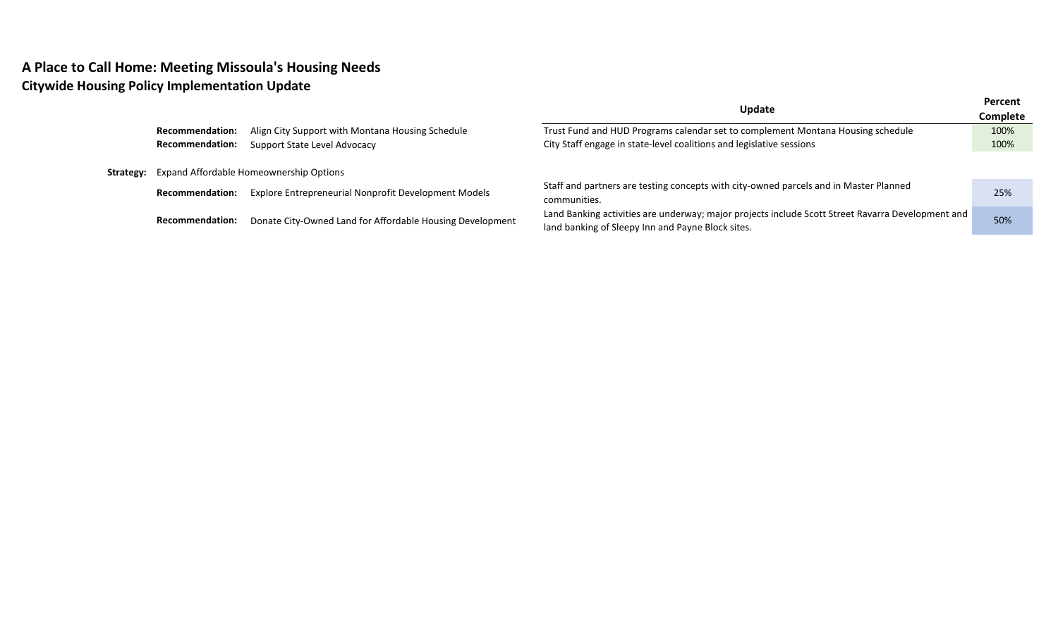## A Place to Call Home: Meeting Missoula's Housing Needs
## Citywide Housing Policy Implementation Update

| | | | Update | Percent Complete |
|---|---|---|---|---|
| | **Recommendation:** | Align City Support with Montana Housing Schedule | Trust Fund and HUD Programs calendar set to complement Montana Housing schedule | 100% |
| | **Recommendation:** | Support State Level Advocacy | City Staff engage in state-level coalitions and legislative sessions | 100% |
| **Strategy:** | Expand Affordable Homeownership Options | | | |
| | **Recommendation:** | Explore Entrepreneurial Nonprofit Development Models | Staff and partners are testing concepts with city-owned parcels and in Master Planned communities. | 25% |
| | **Recommendation:** | Donate City-Owned Land for Affordable Housing Development | Land Banking activities are underway; major projects include Scott Street Ravarra Development and land banking of Sleepy Inn and Payne Block sites. | 50% |